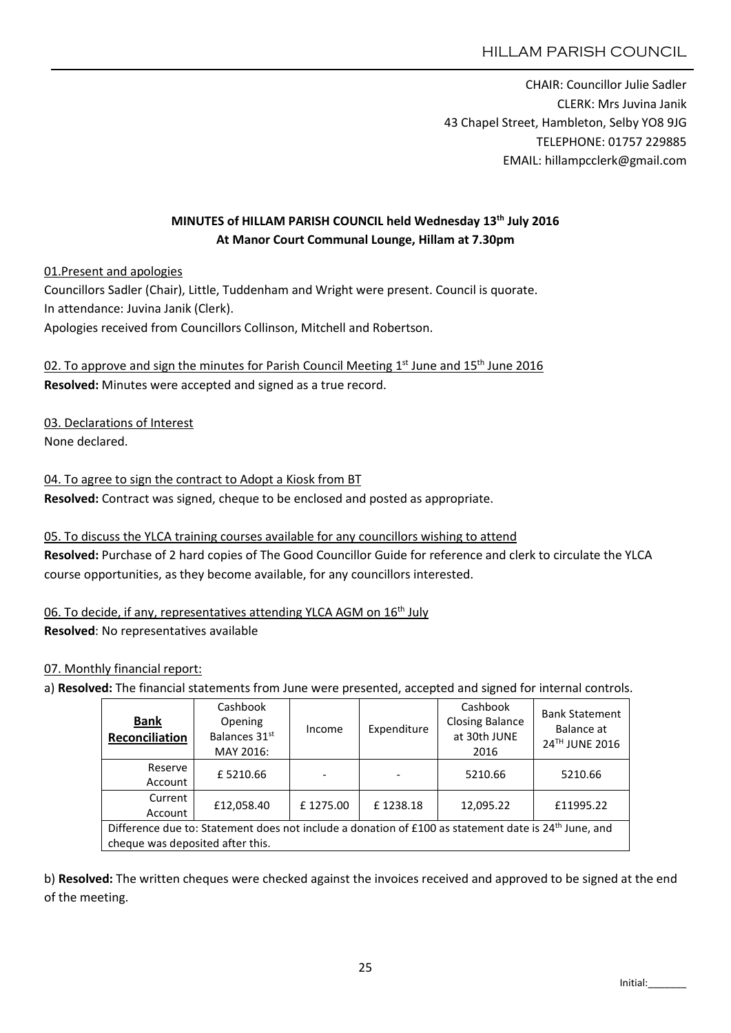HILLAM PARISH COUNCIL

CHAIR: Councillor Julie Sadler
CLERK: Mrs Juvina Janik
43 Chapel Street, Hambleton, Selby YO8 9JG
TELEPHONE: 01757 229885
EMAIL: hillampcclerk@gmail.com

**MINUTES of HILLAM PARISH COUNCIL held Wednesday 13th July 2016**
**At Manor Court Communal Lounge, Hillam at 7.30pm**

01.Present and apologies

Councillors Sadler (Chair), Little, Tuddenham and Wright were present. Council is quorate.
In attendance: Juvina Janik (Clerk).
Apologies received from Councillors Collinson, Mitchell and Robertson.

02. To approve and sign the minutes for Parish Council Meeting 1st June and 15th June 2016

**Resolved:** Minutes were accepted and signed as a true record.

03. Declarations of Interest

None declared.

04. To agree to sign the contract to Adopt a Kiosk from BT

**Resolved:** Contract was signed, cheque to be enclosed and posted as appropriate.

05. To discuss the YLCA training courses available for any councillors wishing to attend

**Resolved:** Purchase of 2 hard copies of The Good Councillor Guide for reference and clerk to circulate the YLCA course opportunities, as they become available, for any councillors interested.

06. To decide, if any, representatives attending YLCA AGM on 16th July

**Resolved**: No representatives available

07. Monthly financial report:

a) **Resolved:** The financial statements from June were presented, accepted and signed for internal controls.

| **Bank Reconciliation** | Cashbook Opening Balances 31st MAY 2016: | Income | Expenditure | Cashbook Closing Balance at 30th JUNE 2016 | Bank Statement Balance at 24TH JUNE 2016 |
|---|---|---|---|---|---|
| Reserve Account | £ 5210.66 | - | - | 5210.66 | 5210.66 |
| Current Account | £12,058.40 | £ 1275.00 | £ 1238.18 | 12,095.22 | £11995.22 |
| Difference due to: Statement does not include a donation of £100 as statement date is 24th June, and cheque was deposited after this. | | | | | |

b) **Resolved:** The written cheques were checked against the invoices received and approved to be signed at the end of the meeting.

Initial:_______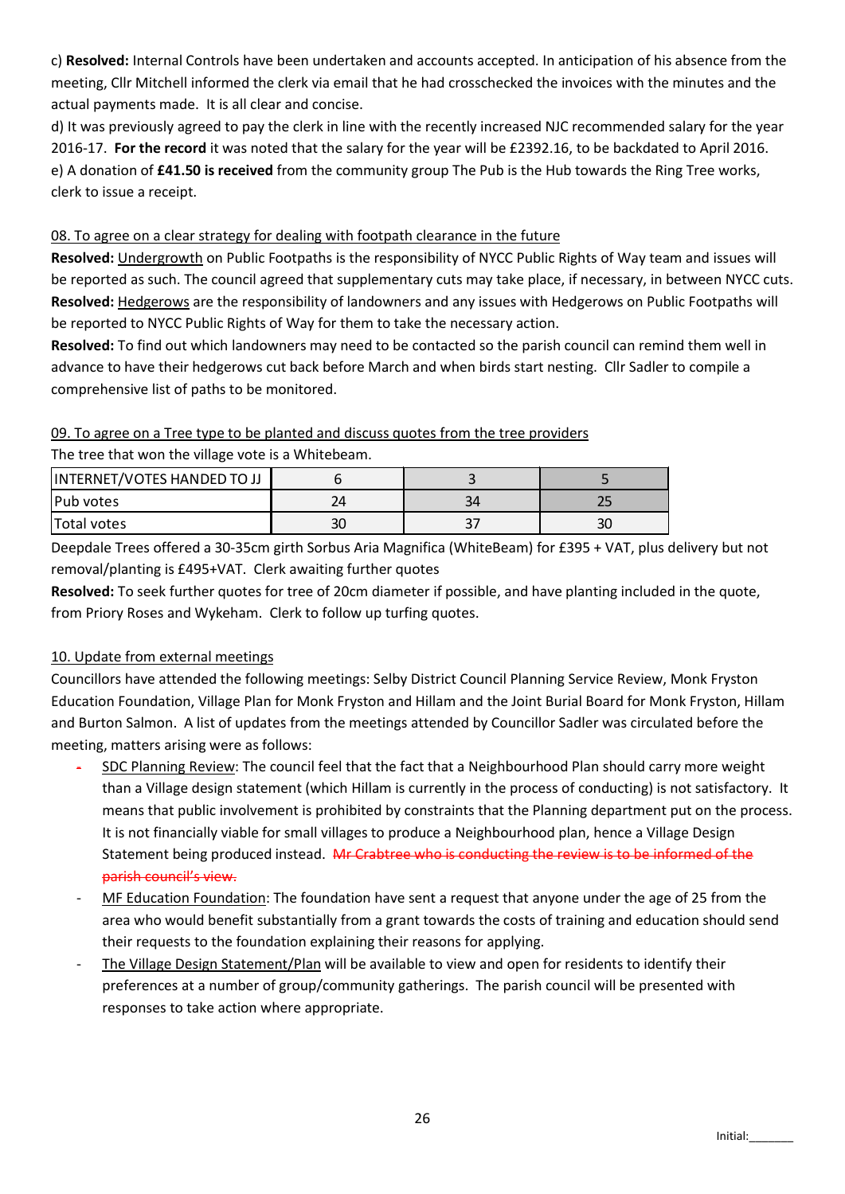c) **Resolved:** Internal Controls have been undertaken and accounts accepted. In anticipation of his absence from the meeting, Cllr Mitchell informed the clerk via email that he had crosschecked the invoices with the minutes and the actual payments made. It is all clear and concise.

d) It was previously agreed to pay the clerk in line with the recently increased NJC recommended salary for the year 2016-17. **For the record** it was noted that the salary for the year will be £2392.16, to be backdated to April 2016.

e) A donation of **£41.50 is received** from the community group The Pub is the Hub towards the Ring Tree works, clerk to issue a receipt.

08. To agree on a clear strategy for dealing with footpath clearance in the future

**Resolved:** Undergrowth on Public Footpaths is the responsibility of NYCC Public Rights of Way team and issues will be reported as such. The council agreed that supplementary cuts may take place, if necessary, in between NYCC cuts.

**Resolved:** Hedgerows are the responsibility of landowners and any issues with Hedgerows on Public Footpaths will be reported to NYCC Public Rights of Way for them to take the necessary action.

**Resolved:** To find out which landowners may need to be contacted so the parish council can remind them well in advance to have their hedgerows cut back before March and when birds start nesting. Cllr Sadler to compile a comprehensive list of paths to be monitored.

09. To agree on a Tree type to be planted and discuss quotes from the tree providers

The tree that won the village vote is a Whitebeam.

| INTERNET/VOTES HANDED TO JJ | 6 | 3 | 5 |
|---|---|---|---|
| Pub votes | 24 | 34 | 25 |
| Total votes | 30 | 37 | 30 |

Deepdale Trees offered a 30-35cm girth Sorbus Aria Magnifica (WhiteBeam) for £395 + VAT, plus delivery but not removal/planting is £495+VAT. Clerk awaiting further quotes

**Resolved:** To seek further quotes for tree of 20cm diameter if possible, and have planting included in the quote, from Priory Roses and Wykeham. Clerk to follow up turfing quotes.

10. Update from external meetings

Councillors have attended the following meetings: Selby District Council Planning Service Review, Monk Fryston Education Foundation, Village Plan for Monk Fryston and Hillam and the Joint Burial Board for Monk Fryston, Hillam and Burton Salmon. A list of updates from the meetings attended by Councillor Sadler was circulated before the meeting, matters arising were as follows:

- SDC Planning Review: The council feel that the fact that a Neighbourhood Plan should carry more weight than a Village design statement (which Hillam is currently in the process of conducting) is not satisfactory. It means that public involvement is prohibited by constraints that the Planning department put on the process. It is not financially viable for small villages to produce a Neighbourhood plan, hence a Village Design Statement being produced instead. ~~Mr Crabtree who is conducting the review is to be informed of the parish council's view.~~
- MF Education Foundation: The foundation have sent a request that anyone under the age of 25 from the area who would benefit substantially from a grant towards the costs of training and education should send their requests to the foundation explaining their reasons for applying.
- The Village Design Statement/Plan will be available to view and open for residents to identify their preferences at a number of group/community gatherings. The parish council will be presented with responses to take action where appropriate.

Initial:_______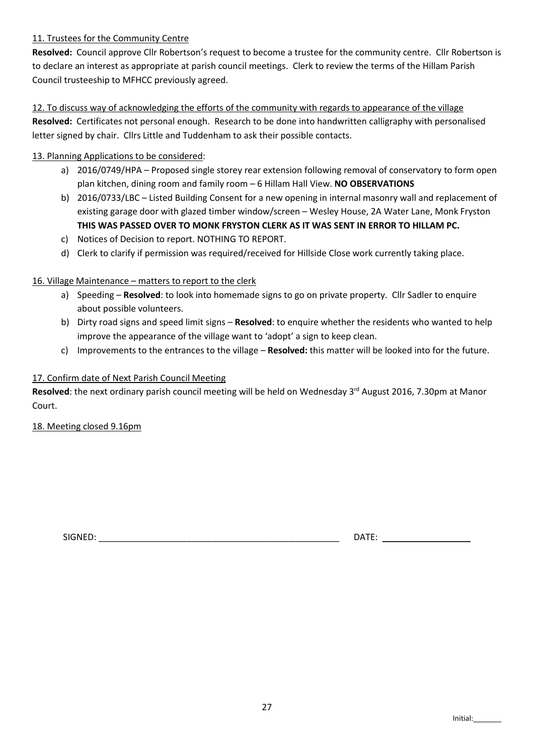11. Trustees for the Community Centre

**Resolved:** Council approve Cllr Robertson's request to become a trustee for the community centre. Cllr Robertson is to declare an interest as appropriate at parish council meetings. Clerk to review the terms of the Hillam Parish Council trusteeship to MFHCC previously agreed.

12. To discuss way of acknowledging the efforts of the community with regards to appearance of the village

**Resolved:** Certificates not personal enough. Research to be done into handwritten calligraphy with personalised letter signed by chair. Cllrs Little and Tuddenham to ask their possible contacts.

13. Planning Applications to be considered:

a) 2016/0749/HPA – Proposed single storey rear extension following removal of conservatory to form open plan kitchen, dining room and family room – 6 Hillam Hall View. **NO OBSERVATIONS**
b) 2016/0733/LBC – Listed Building Consent for a new opening in internal masonry wall and replacement of existing garage door with glazed timber window/screen – Wesley House, 2A Water Lane, Monk Fryston **THIS WAS PASSED OVER TO MONK FRYSTON CLERK AS IT WAS SENT IN ERROR TO HILLAM PC.**
c) Notices of Decision to report. NOTHING TO REPORT.
d) Clerk to clarify if permission was required/received for Hillside Close work currently taking place.

16. Village Maintenance – matters to report to the clerk

a) Speeding – **Resolved**: to look into homemade signs to go on private property. Cllr Sadler to enquire about possible volunteers.
b) Dirty road signs and speed limit signs – **Resolved**: to enquire whether the residents who wanted to help improve the appearance of the village want to 'adopt' a sign to keep clean.
c) Improvements to the entrances to the village – **Resolved:** this matter will be looked into for the future.

17. Confirm date of Next Parish Council Meeting

**Resolved**: the next ordinary parish council meeting will be held on Wednesday 3rd August 2016, 7.30pm at Manor Court.

18. Meeting closed 9.16pm

SIGNED: \_\_\_\_\_\_\_\_\_\_\_\_\_\_\_\_\_\_\_\_\_\_\_\_\_\_\_\_\_\_\_\_\_\_\_\_\_\_\_\_ DATE: \_\_\_\_\_\_\_\_\_\_\_\_\_\_\_\_

Initial:\_\_\_\_\_\_